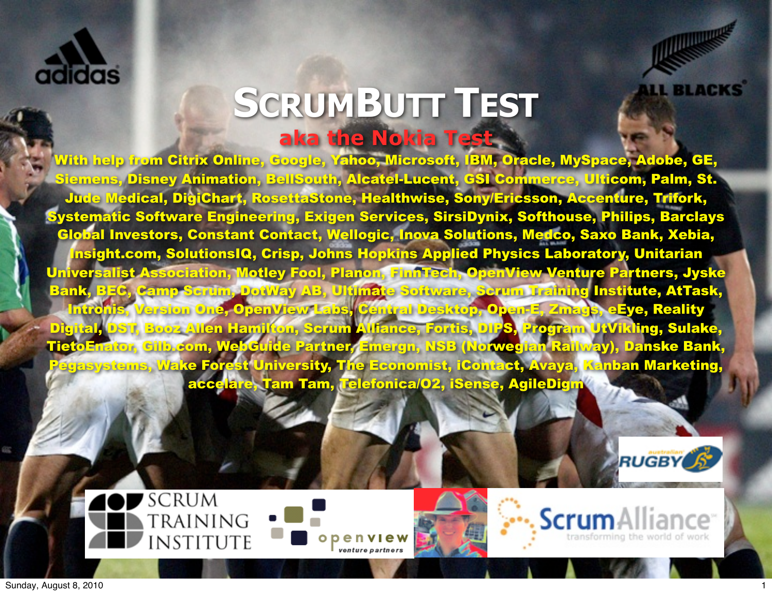# SCRUMBUTT TEST

## aka the Nokia Test

With help from Citrix Online, Google, Yahoo, Microsoft, IBM, Oracle, MySpace, Adobe, GE, Siemens, Disney Animation, BellSouth, Alcatel-Lucent, GSI Commerce, Ulticom, Palm, St. Jude Medical, DigiChart, RosettaStone, Healthwise, Sony/Ericsson, Accenture, Trifork, Systematic Software Engineering, Exigen Services, SirsiDynix, Softhouse, Philips, Barclays Global Investors, Constant Contact, Wellogic, Inova Solutions, Medco, Saxo Bank, Xebia, Insight.com, SolutionsIQ, Crisp, Johns Hopkins Applied Physics Laboratory, Unitarian Universalist Association, Motley Fool, Planon, FinnTech, OpenView Venture Partners, Jyske Bank, BEC, Camp Scrum, DotWay AB, Ultimate Software, Scrum Training Institute, AtTask, Intronis, Version One, OpenView Labs, Central Desktop, Open-E, Zmags, eEye, Reality Digital, DST, Booz Allen Hamilton, Scrum Alliance, Fortis, DIPS, Program UtVikling, Sulake, TietoEnator, Gilb.com, WebGuide Partner, Emergn, NSB (Norwegian Railway), Danske Bank, Pegasystems, Wake Forest University, The Economist, iContact, Avaya, Kanban Marketing, accelare, Tam Tam, Telefonica/O2, iSense, AgileDigm

Sunday, August 8, 2010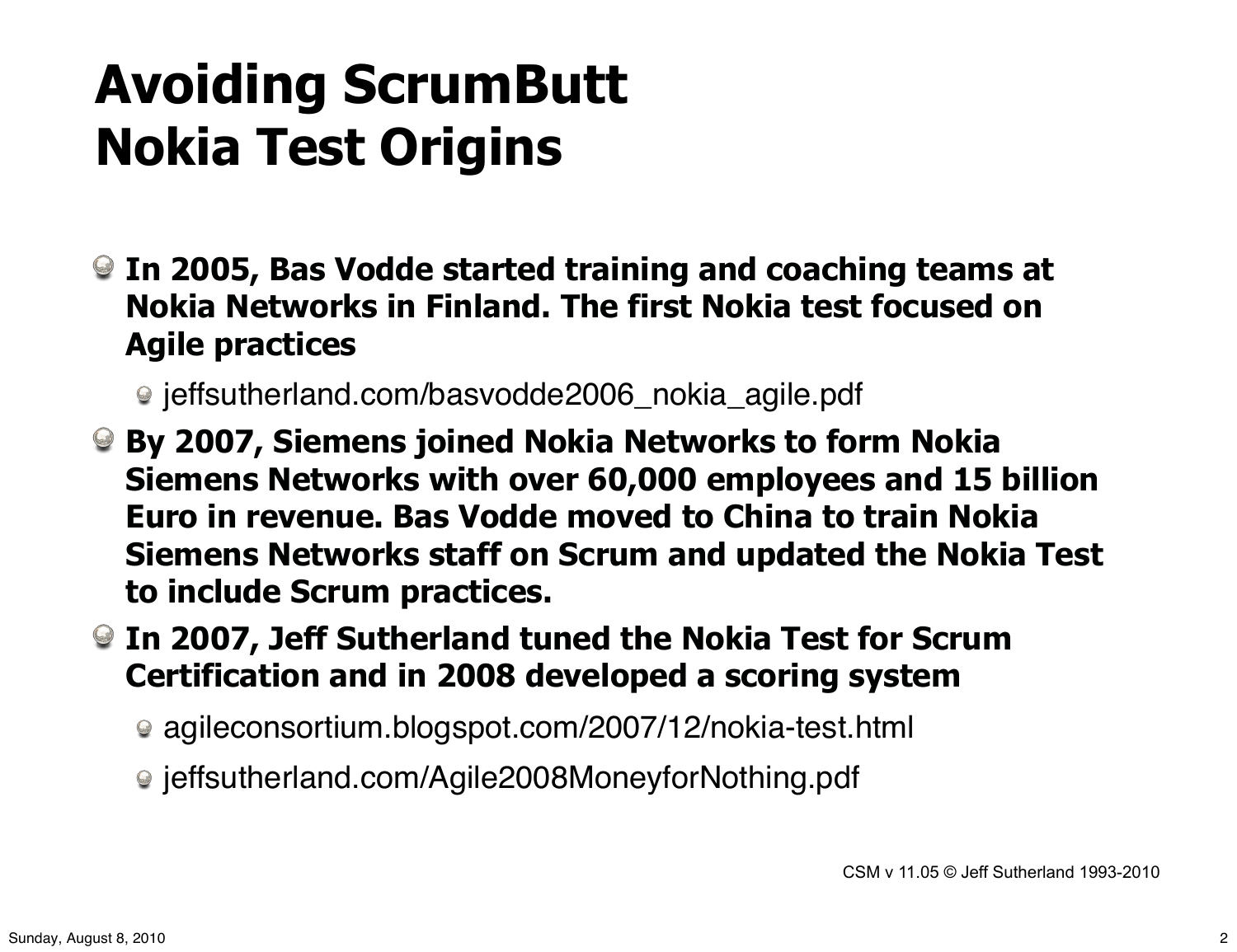# Avoiding ScrumButt
# Nokia Test Origins

- **In 2005, Bas Vodde started training and coaching teams at Nokia Networks in Finland. The first Nokia test focused on Agile practices**
  - jeffsutherland.com/basvodde2006_nokia_agile.pdf
- **By 2007, Siemens joined Nokia Networks to form Nokia Siemens Networks with over 60,000 employees and 15 billion Euro in revenue. Bas Vodde moved to China to train Nokia Siemens Networks staff on Scrum and updated the Nokia Test to include Scrum practices.**
- **In 2007, Jeff Sutherland tuned the Nokia Test for Scrum Certification and in 2008 developed a scoring system**
  - agileconsortium.blogspot.com/2007/12/nokia-test.html
  - jeffsutherland.com/Agile2008MoneyforNothing.pdf

CSM v 11.05 © Jeff Sutherland 1993-2010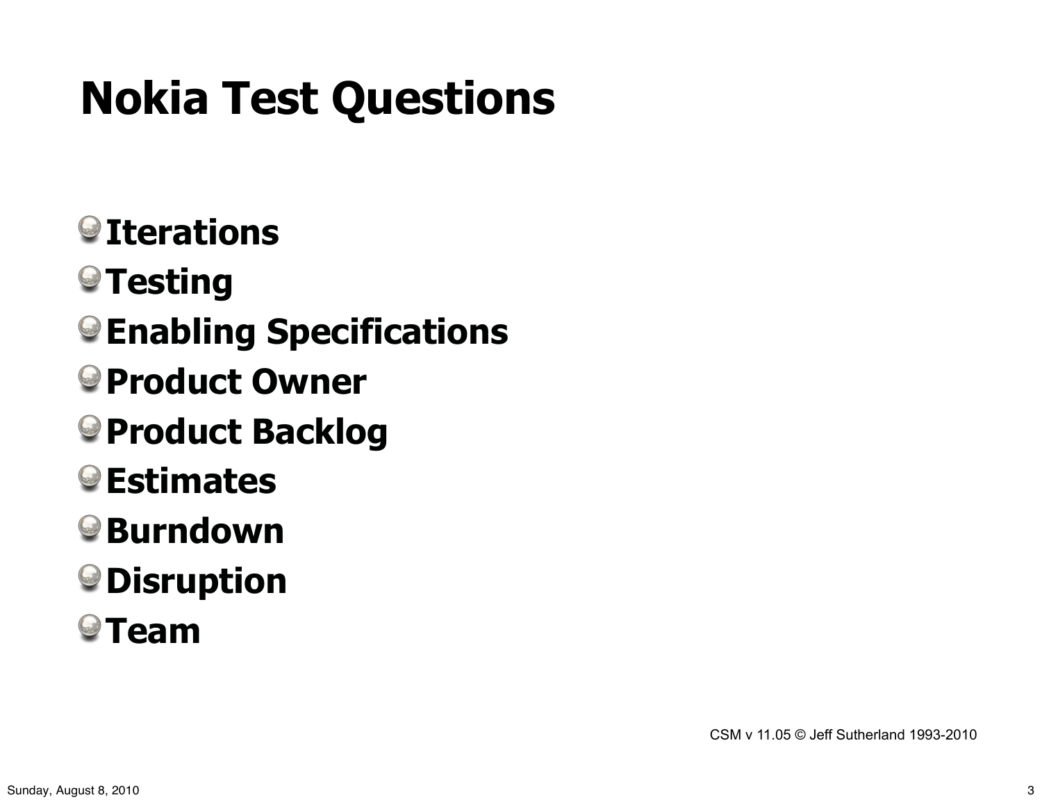# Nokia Test Questions

- Iterations
- Testing
- Enabling Specifications
- Product Owner
- Product Backlog
- Estimates
- Burndown
- Disruption
- Team

CSM v 11.05 © Jeff Sutherland 1993-2010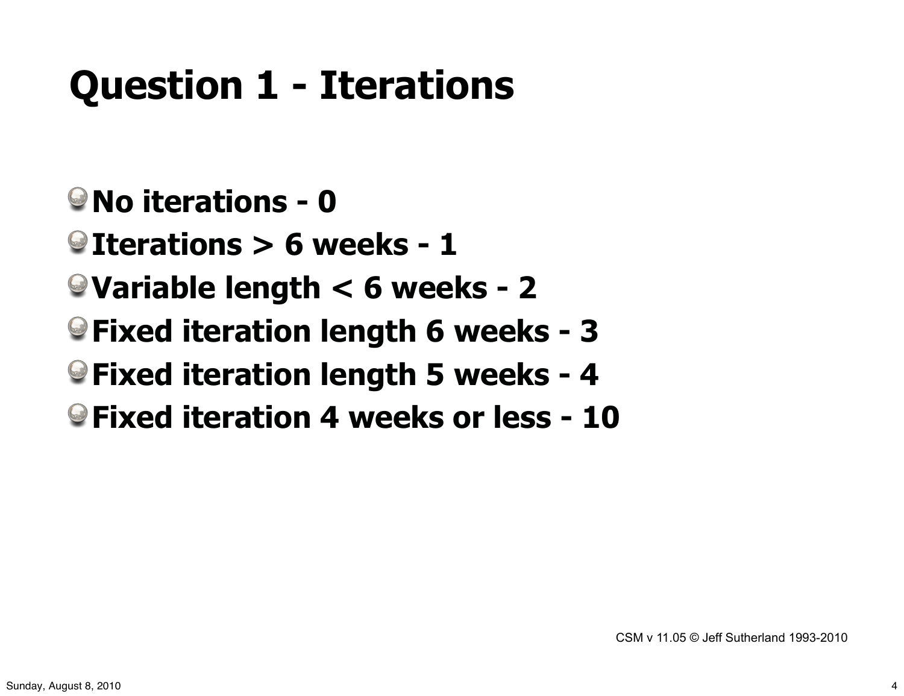# Question 1 - Iterations

- No iterations - 0
- Iterations > 6 weeks - 1
- Variable length < 6 weeks - 2
- Fixed iteration length 6 weeks - 3
- Fixed iteration length 5 weeks - 4
- Fixed iteration 4 weeks or less - 10

CSM v 11.05 © Jeff Sutherland 1993-2010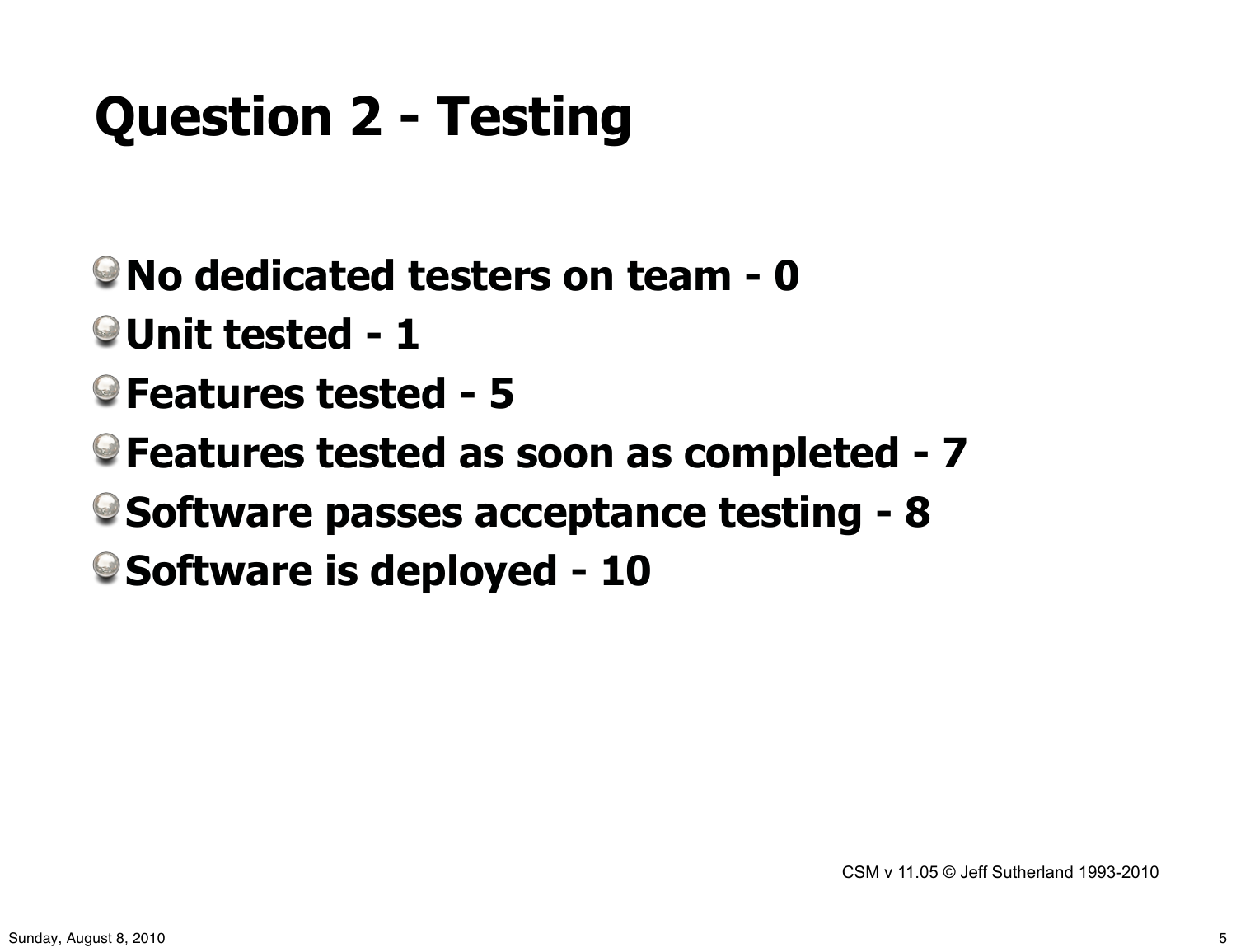# Question 2 - Testing

- **No dedicated testers on team - 0**
- **Unit tested - 1**
- **Features tested - 5**
- **Features tested as soon as completed - 7**
- **Software passes acceptance testing - 8**
- **Software is deployed - 10**

CSM v 11.05 © Jeff Sutherland 1993-2010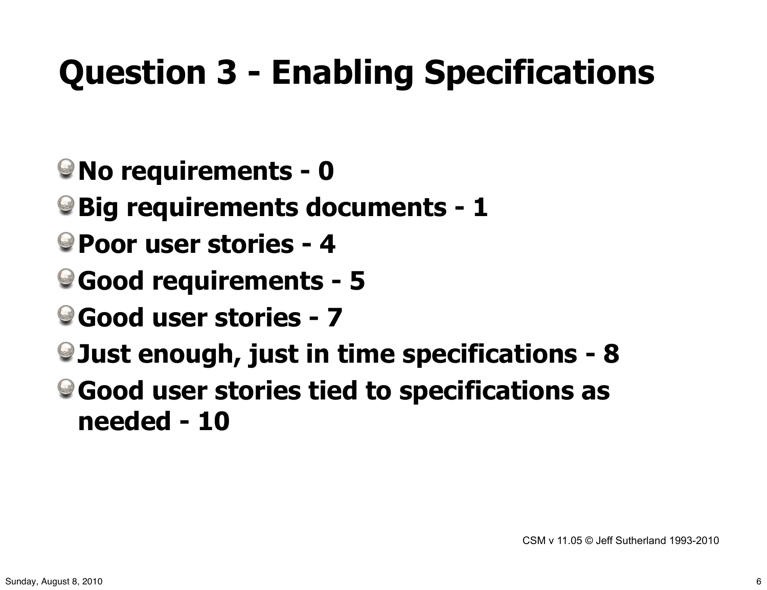# Question 3 - Enabling Specifications

- **No requirements - 0**
- **Big requirements documents - 1**
- **Poor user stories - 4**
- **Good requirements - 5**
- **Good user stories - 7**
- **Just enough, just in time specifications - 8**
- **Good user stories tied to specifications as needed - 10**

CSM v 11.05 © Jeff Sutherland 1993-2010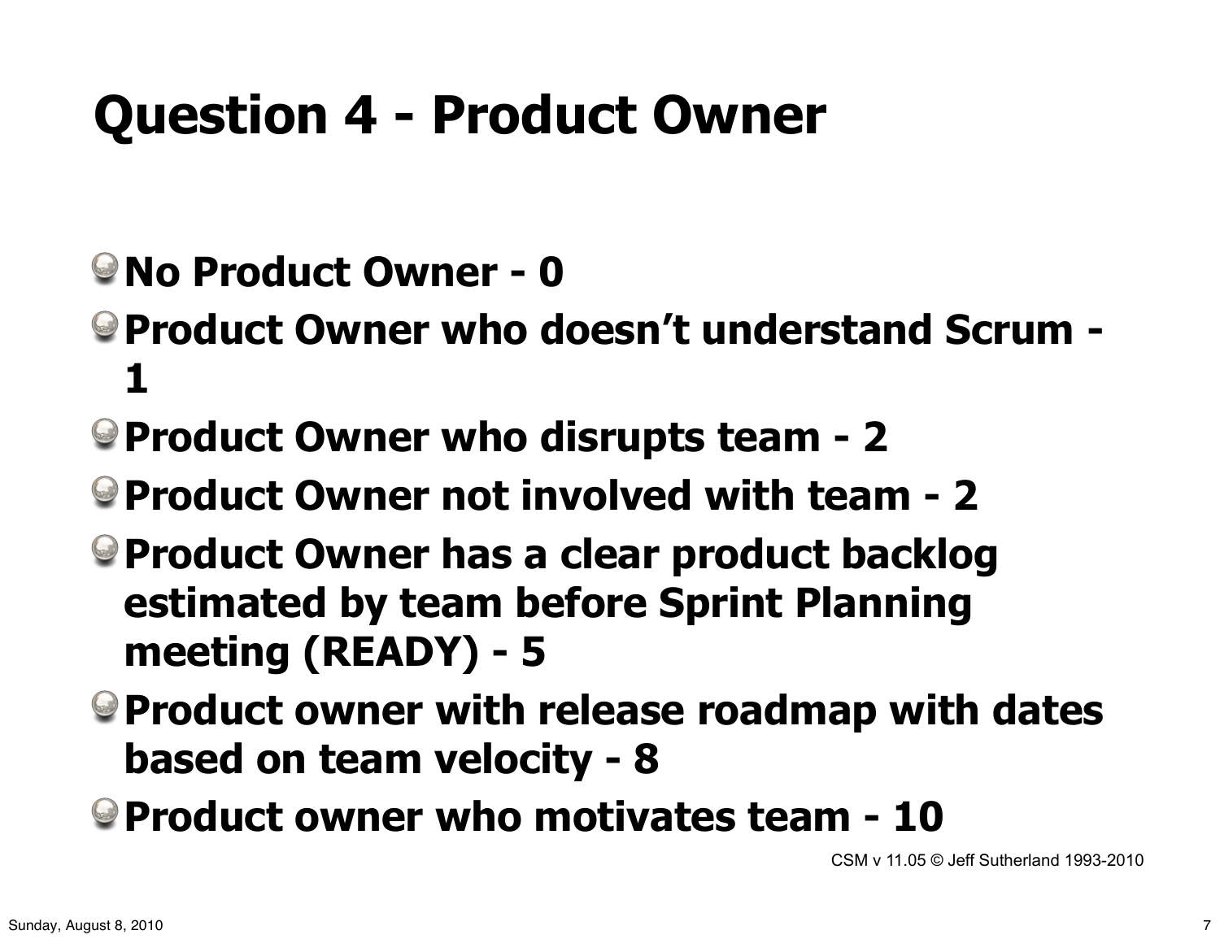# Question 4 - Product Owner

- **No Product Owner - 0**
- **Product Owner who doesn't understand Scrum - 1**
- **Product Owner who disrupts team - 2**
- **Product Owner not involved with team - 2**
- **Product Owner has a clear product backlog estimated by team before Sprint Planning meeting (READY) - 5**
- **Product owner with release roadmap with dates based on team velocity - 8**
- **Product owner who motivates team - 10**

CSM v 11.05 © Jeff Sutherland 1993-2010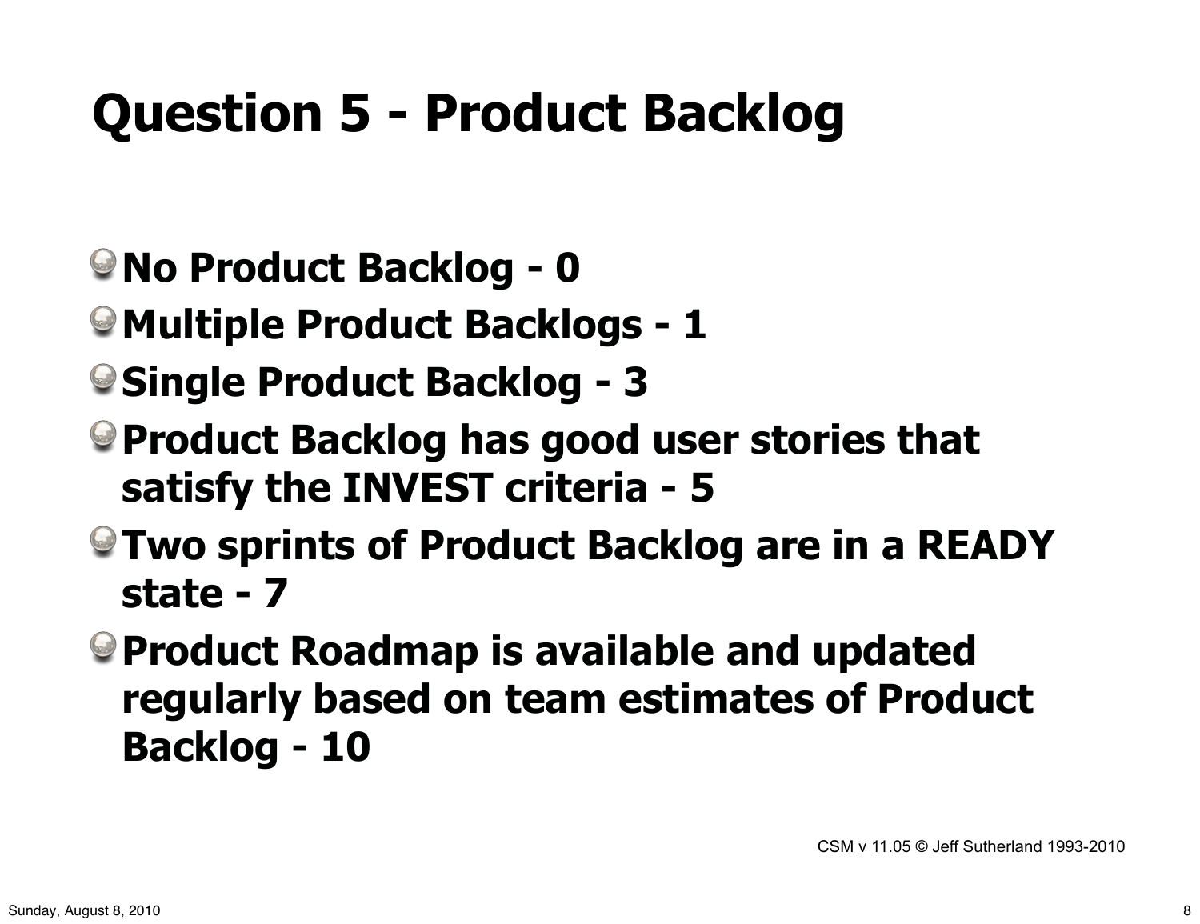# Question 5 - Product Backlog

- **No Product Backlog - 0**
- **Multiple Product Backlogs - 1**
- **Single Product Backlog - 3**
- **Product Backlog has good user stories that satisfy the INVEST criteria - 5**
- **Two sprints of Product Backlog are in a READY state - 7**
- **Product Roadmap is available and updated regularly based on team estimates of Product Backlog - 10**

CSM v 11.05 © Jeff Sutherland 1993-2010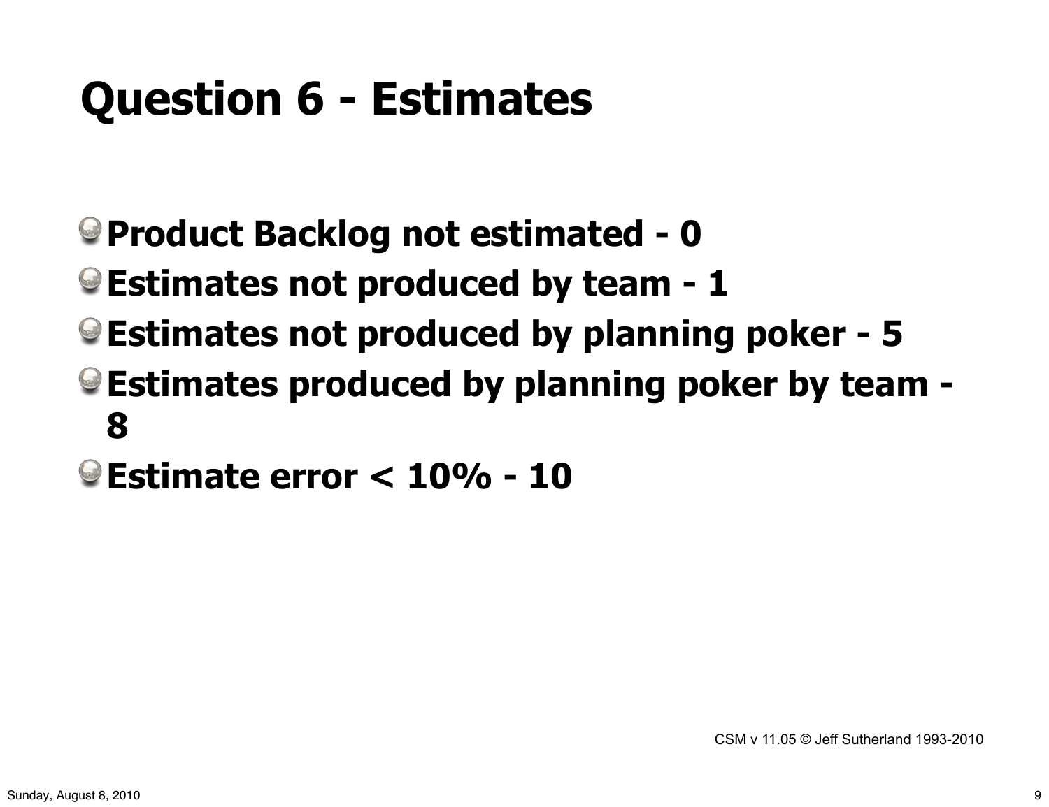# Question 6 - Estimates

- **Product Backlog not estimated - 0**
- **Estimates not produced by team - 1**
- **Estimates not produced by planning poker - 5**
- **Estimates produced by planning poker by team - 8**
- **Estimate error < 10% - 10**

CSM v 11.05 © Jeff Sutherland 1993-2010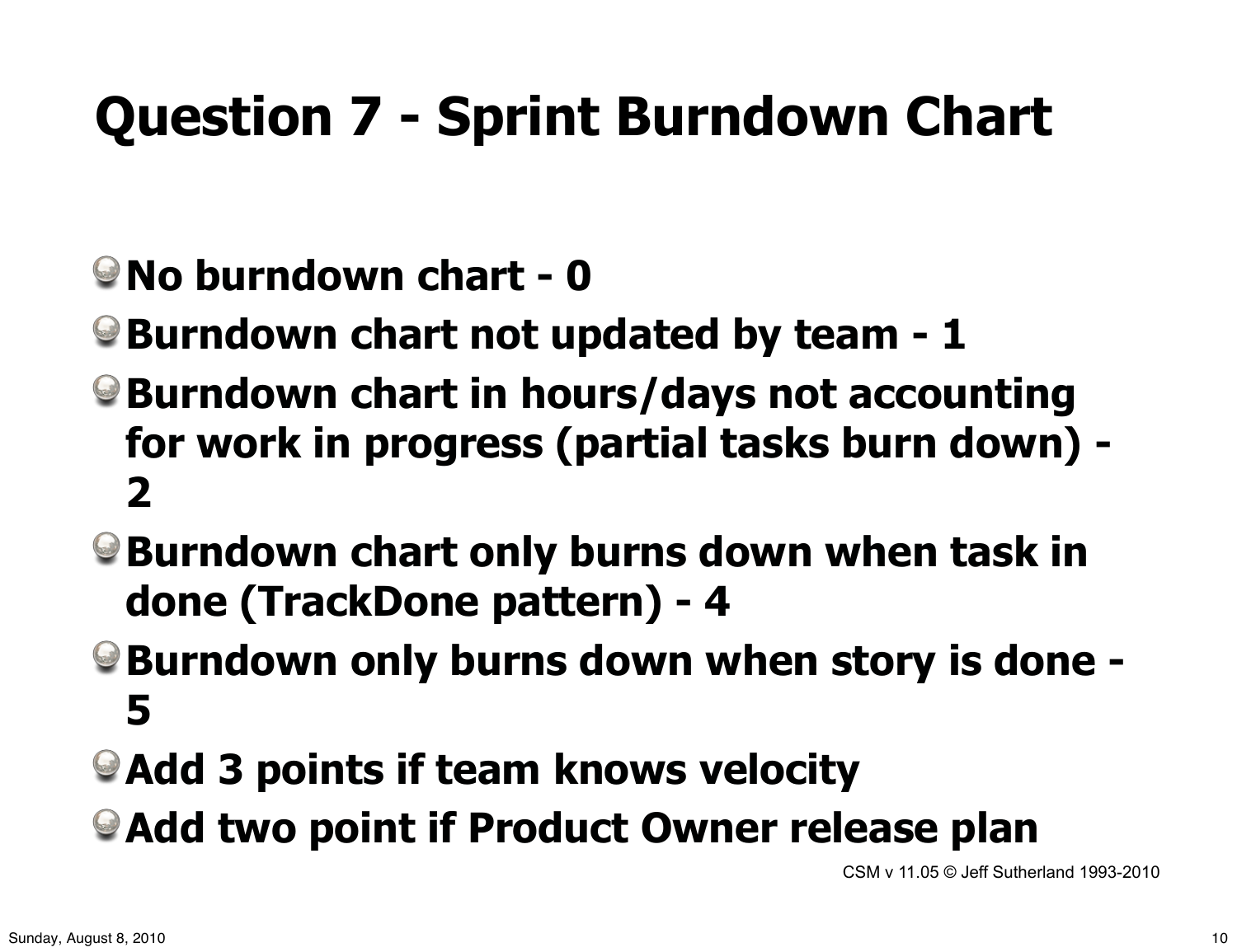# Question 7 - Sprint Burndown Chart

- No burndown chart - 0
- Burndown chart not updated by team - 1
- Burndown chart in hours/days not accounting for work in progress (partial tasks burn down) - 2
- Burndown chart only burns down when task in done (TrackDone pattern) - 4
- Burndown only burns down when story is done - 5
- Add 3 points if team knows velocity
- Add two point if Product Owner release plan

CSM v 11.05 © Jeff Sutherland 1993-2010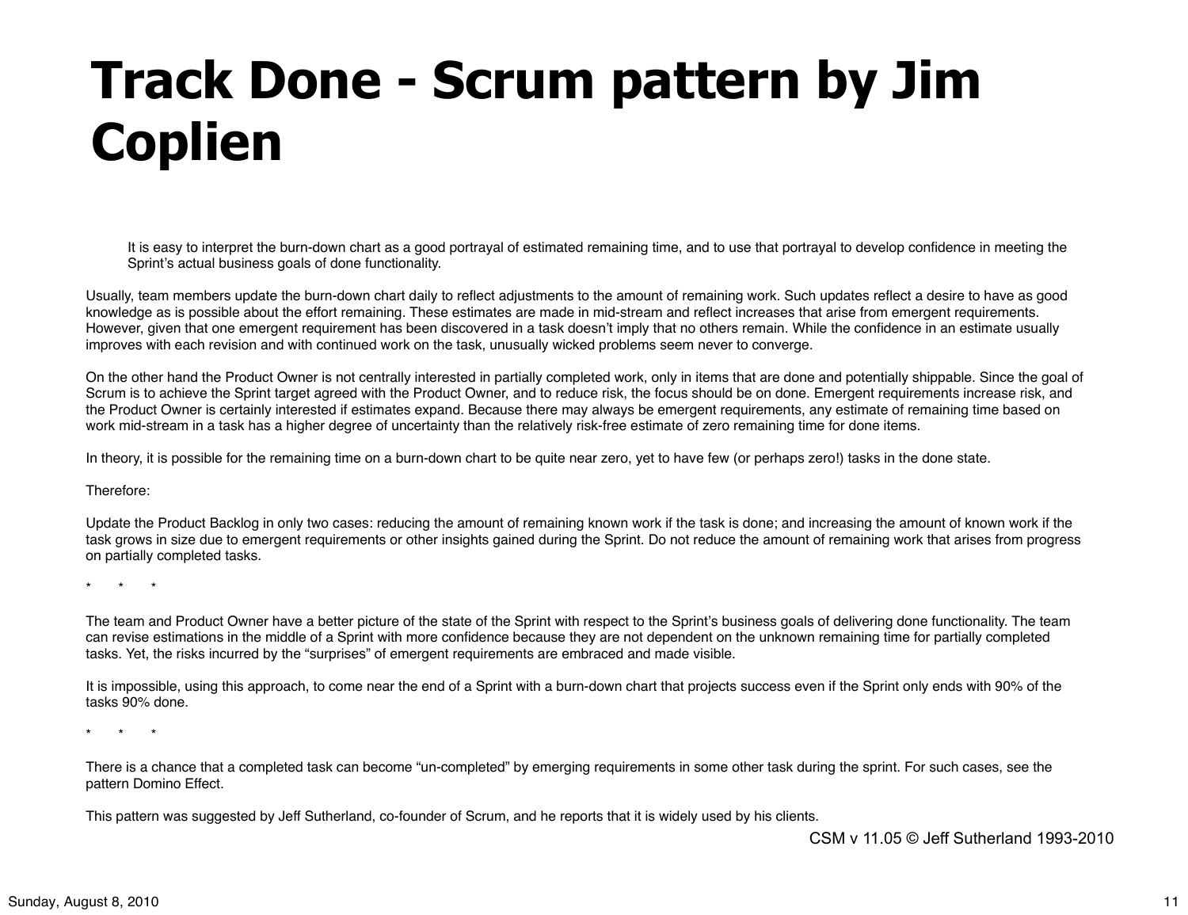# Track Done - Scrum pattern by Jim Coplien

> It is easy to interpret the burn-down chart as a good portrayal of estimated remaining time, and to use that portrayal to develop confidence in meeting the Sprint's actual business goals of done functionality.

Usually, team members update the burn-down chart daily to reflect adjustments to the amount of remaining work. Such updates reflect a desire to have as good knowledge as is possible about the effort remaining. These estimates are made in mid-stream and reflect increases that arise from emergent requirements. However, given that one emergent requirement has been discovered in a task doesn't imply that no others remain. While the confidence in an estimate usually improves with each revision and with continued work on the task, unusually wicked problems seem never to converge.

On the other hand the Product Owner is not centrally interested in partially completed work, only in items that are done and potentially shippable. Since the goal of Scrum is to achieve the Sprint target agreed with the Product Owner, and to reduce risk, the focus should be on done. Emergent requirements increase risk, and the Product Owner is certainly interested if estimates expand. Because there may always be emergent requirements, any estimate of remaining time based on work mid-stream in a task has a higher degree of uncertainty than the relatively risk-free estimate of zero remaining time for done items.

In theory, it is possible for the remaining time on a burn-down chart to be quite near zero, yet to have few (or perhaps zero!) tasks in the done state.

Therefore:

Update the Product Backlog in only two cases: reducing the amount of remaining known work if the task is done; and increasing the amount of known work if the task grows in size due to emergent requirements or other insights gained during the Sprint. Do not reduce the amount of remaining work that arises from progress on partially completed tasks.

\*   \*   \*

The team and Product Owner have a better picture of the state of the Sprint with respect to the Sprint's business goals of delivering done functionality. The team can revise estimations in the middle of a Sprint with more confidence because they are not dependent on the unknown remaining time for partially completed tasks. Yet, the risks incurred by the "surprises" of emergent requirements are embraced and made visible.

It is impossible, using this approach, to come near the end of a Sprint with a burn-down chart that projects success even if the Sprint only ends with 90% of the tasks 90% done.

\*   \*   \*

There is a chance that a completed task can become "un-completed" by emerging requirements in some other task during the sprint. For such cases, see the pattern Domino Effect.

This pattern was suggested by Jeff Sutherland, co-founder of Scrum, and he reports that it is widely used by his clients.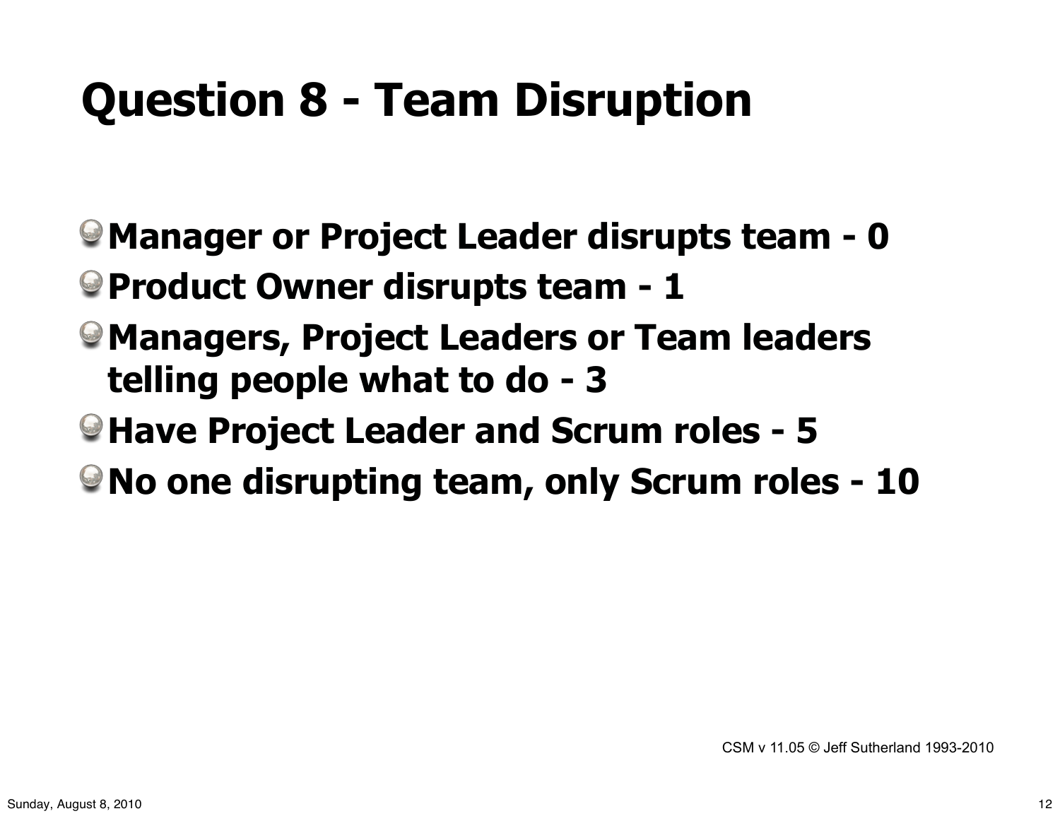# Question 8 - Team Disruption

- **Manager or Project Leader disrupts team - 0**
- **Product Owner disrupts team - 1**
- **Managers, Project Leaders or Team leaders telling people what to do - 3**
- **Have Project Leader and Scrum roles - 5**
- **No one disrupting team, only Scrum roles - 10**

CSM v 11.05 © Jeff Sutherland 1993-2010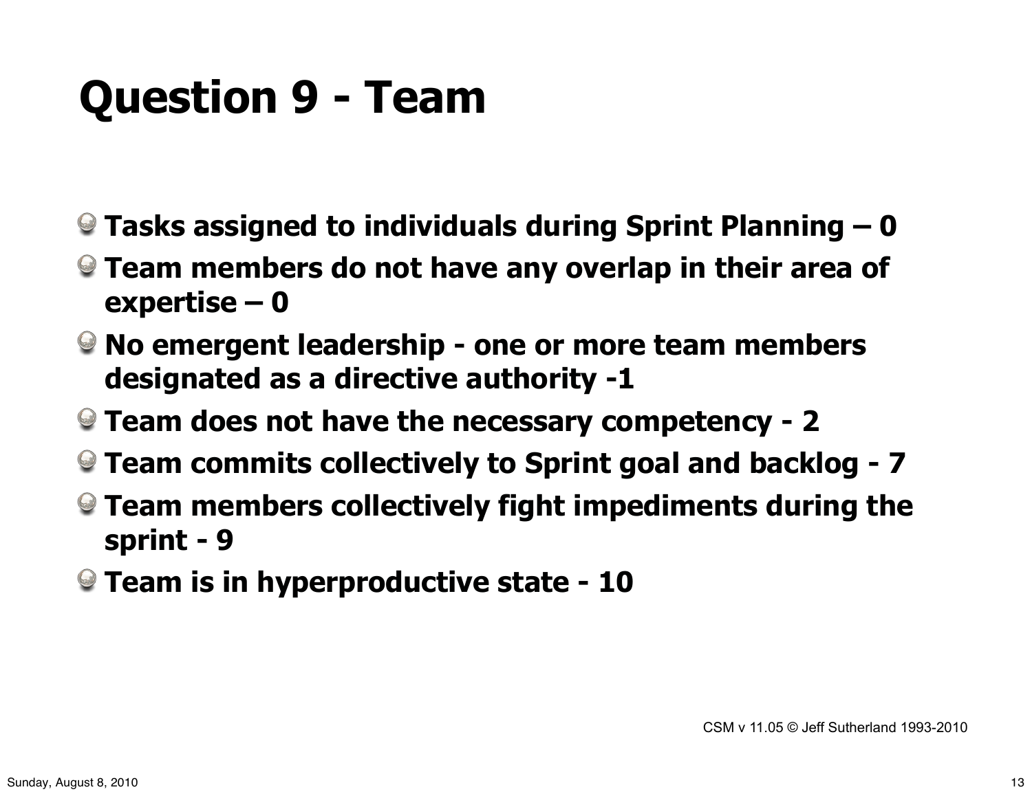# Question 9 - Team

- **Tasks assigned to individuals during Sprint Planning – 0**
- **Team members do not have any overlap in their area of expertise – 0**
- **No emergent leadership - one or more team members designated as a directive authority -1**
- **Team does not have the necessary competency - 2**
- **Team commits collectively to Sprint goal and backlog - 7**
- **Team members collectively fight impediments during the sprint - 9**
- **Team is in hyperproductive state - 10**

CSM v 11.05 © Jeff Sutherland 1993-2010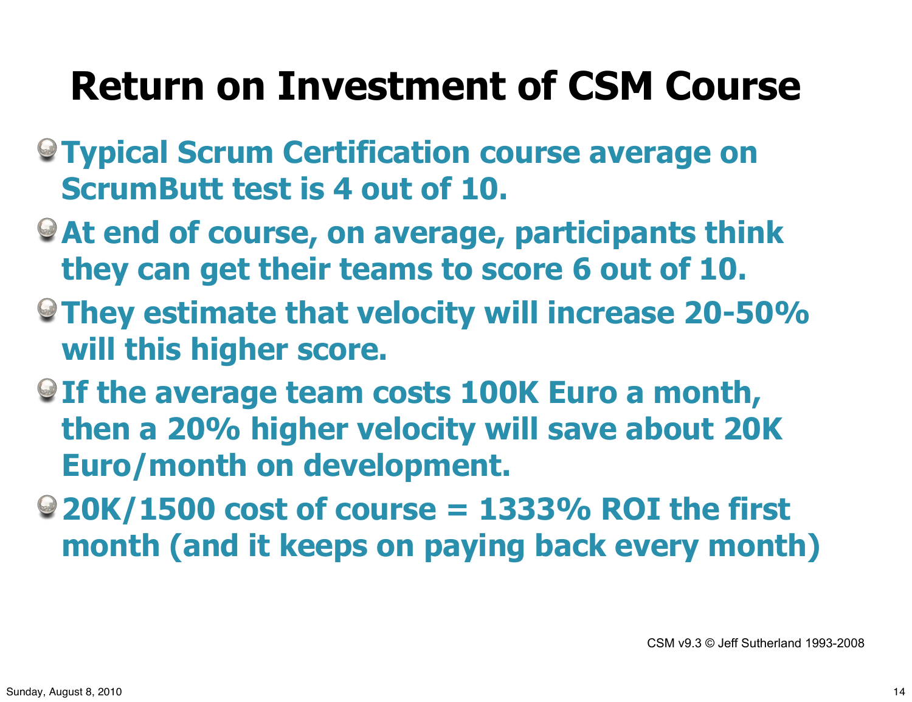# Return on Investment of CSM Course

- Typical Scrum Certification course average on ScrumButt test is 4 out of 10.
- At end of course, on average, participants think they can get their teams to score 6 out of 10.
- They estimate that velocity will increase 20-50% will this higher score.
- If the average team costs 100K Euro a month, then a 20% higher velocity will save about 20K Euro/month on development.
- 20K/1500 cost of course = 1333% ROI the first month (and it keeps on paying back every month)

CSM v9.3 © Jeff Sutherland 1993-2008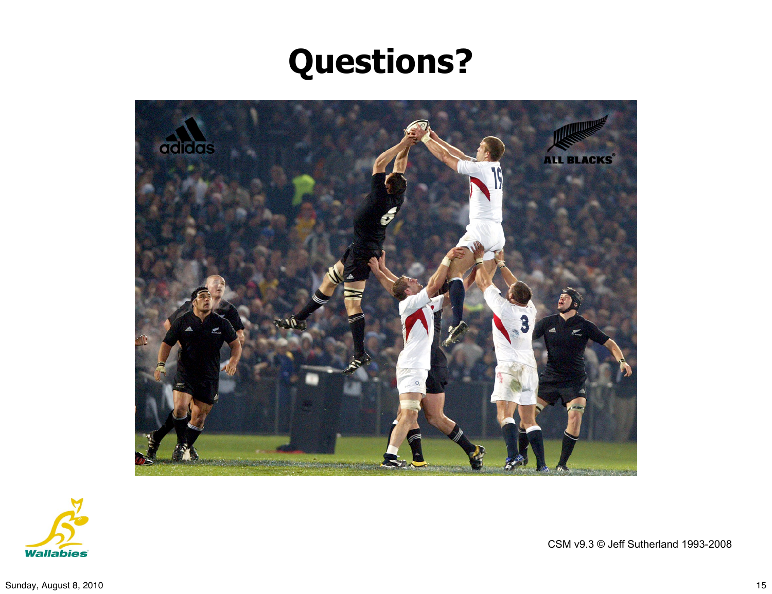# Questions?

CSM v9.3 © Jeff Sutherland 1993-2008